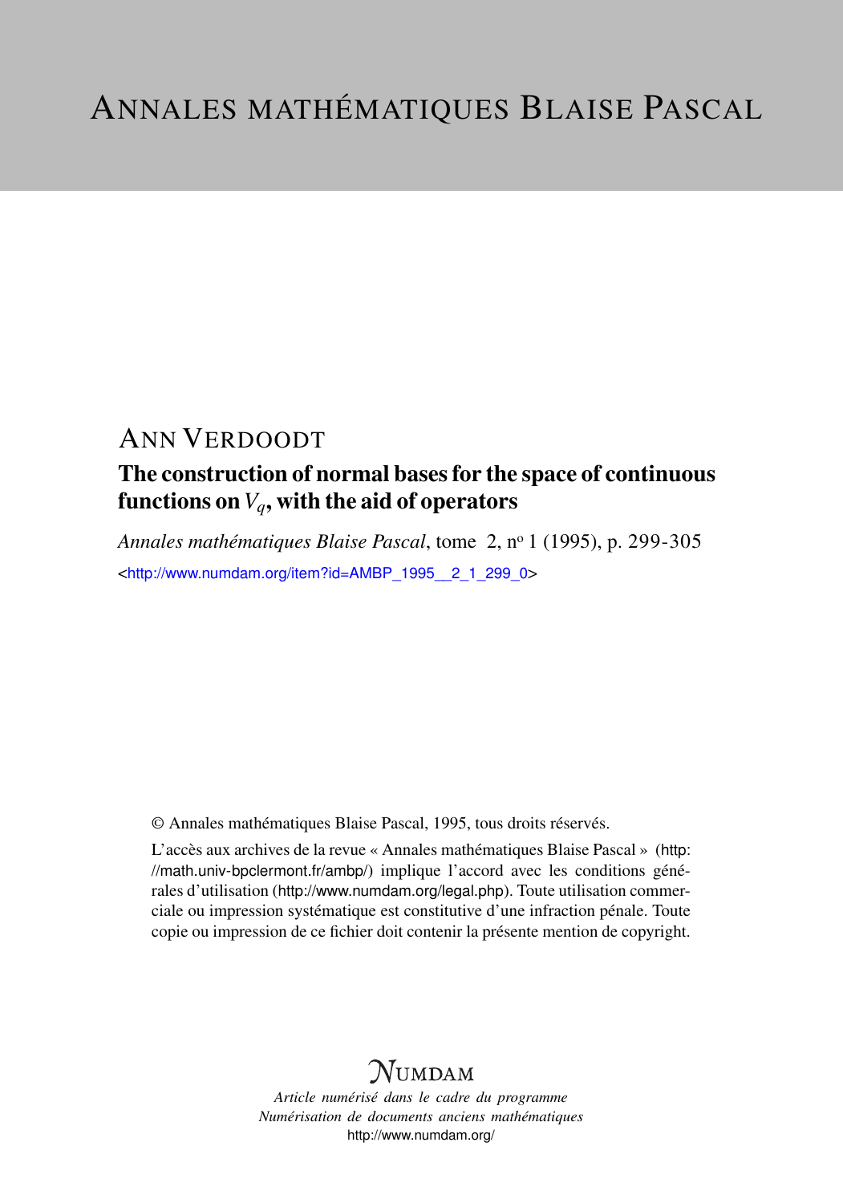# ANNALES MATHÉMATIQUES BLAISE PASCAL

## ANN VERDOODT

### The construction of normal bases for the space of continuous functions on $V_q$, with the aid of operators

*Annales mathématiques Blaise Pascal*, tome 2, n$^o$ 1 (1995), p. 299-305

<http://www.numdam.org/item?id=AMBP_1995__2_1_299_0>

© Annales mathématiques Blaise Pascal, 1995, tous droits réservés.

L'accès aux archives de la revue « Annales mathématiques Blaise Pascal » (http://math.univ-bpclermont.fr/ambp/) implique l'accord avec les conditions générales d'utilisation (http://www.numdam.org/legal.php). Toute utilisation commerciale ou impression systématique est constitutive d'une infraction pénale. Toute copie ou impression de ce fichier doit contenir la présente mention de copyright.

NUMDAM

*Article numérisé dans le cadre du programme*
*Numérisation de documents anciens mathématiques*
http://www.numdam.org/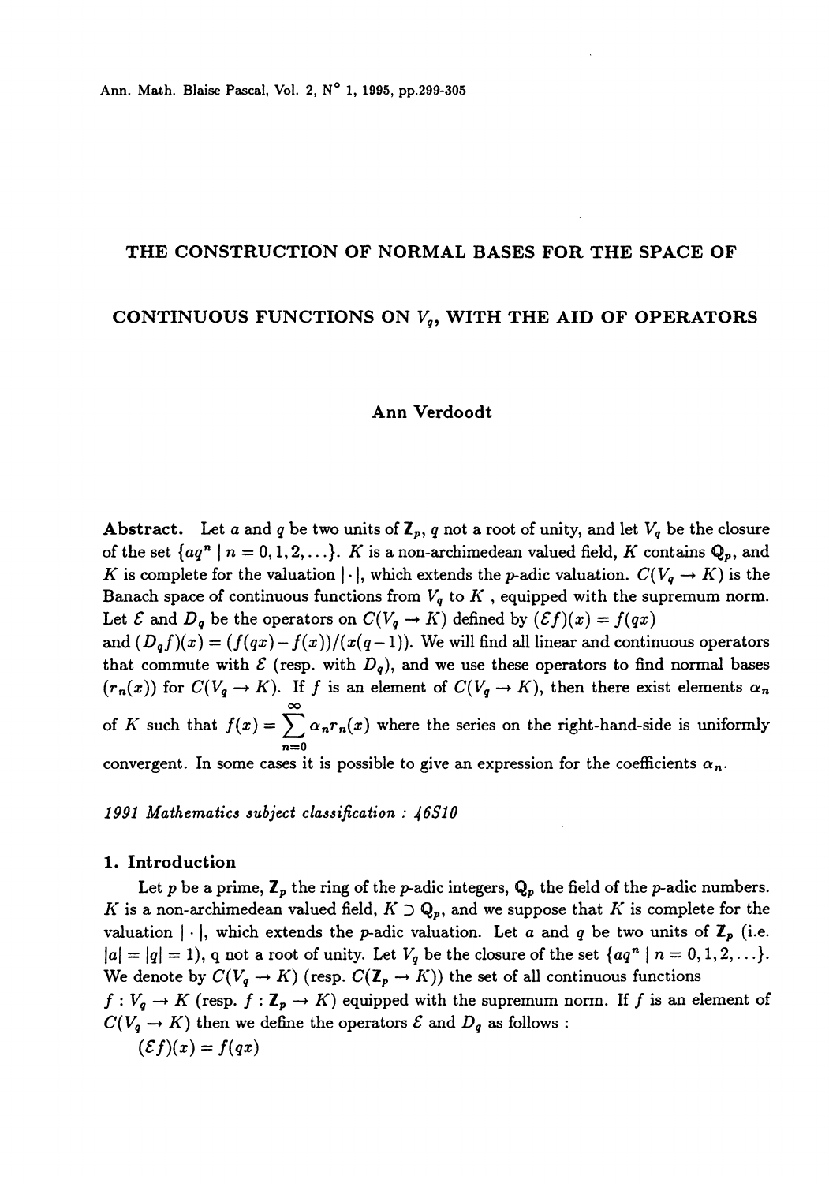# THE CONSTRUCTION OF NORMAL BASES FOR THE SPACE OF CONTINUOUS FUNCTIONS ON $V_q$, WITH THE AID OF OPERATORS

**Ann Verdoodt**

**Abstract.** Let $a$ and $q$ be two units of $\mathbb{Z}_p$, $q$ not a root of unity, and let $V_q$ be the closure of the set $\{aq^n \mid n = 0, 1, 2, \ldots\}$. $K$ is a non-archimedean valued field, $K$ contains $\mathbb{Q}_p$, and $K$ is complete for the valuation $|\cdot|$, which extends the $p$-adic valuation. $C(V_q \to K)$ is the Banach space of continuous functions from $V_q$ to $K$, equipped with the supremum norm. Let $\mathcal{E}$ and $D_q$ be the operators on $C(V_q \to K)$ defined by $(\mathcal{E}f)(x) = f(qx)$ and $(D_q f)(x) = (f(qx) - f(x))/(x(q-1))$. We will find all linear and continuous operators that commute with $\mathcal{E}$ (resp. with $D_q$), and we use these operators to find normal bases $(r_n(x))$ for $C(V_q \to K)$. If $f$ is an element of $C(V_q \to K)$, then there exist elements $\alpha_n$ of $K$ such that $f(x) = \sum_{n=0}^{\infty} \alpha_n r_n(x)$ where the series on the right-hand-side is uniformly convergent. In some cases it is possible to give an expression for the coefficients $\alpha_n$.

*1991 Mathematics subject classification : 46S10*

## 1. Introduction

Let $p$ be a prime, $\mathbb{Z}_p$ the ring of the $p$-adic integers, $\mathbb{Q}_p$ the field of the $p$-adic numbers. $K$ is a non-archimedean valued field, $K \supset \mathbb{Q}_p$, and we suppose that $K$ is complete for the valuation $|\cdot|$, which extends the $p$-adic valuation. Let $a$ and $q$ be two units of $\mathbb{Z}_p$ (i.e. $|a| = |q| = 1$), q not a root of unity. Let $V_q$ be the closure of the set $\{aq^n \mid n = 0, 1, 2, \ldots\}$. We denote by $C(V_q \to K)$ (resp. $C(\mathbb{Z}_p \to K)$) the set of all continuous functions $f : V_q \to K$ (resp. $f : \mathbb{Z}_p \to K$) equipped with the supremum norm. If $f$ is an element of $C(V_q \to K)$ then we define the operators $\mathcal{E}$ and $D_q$ as follows :

$(\mathcal{E}f)(x) = f(qx)$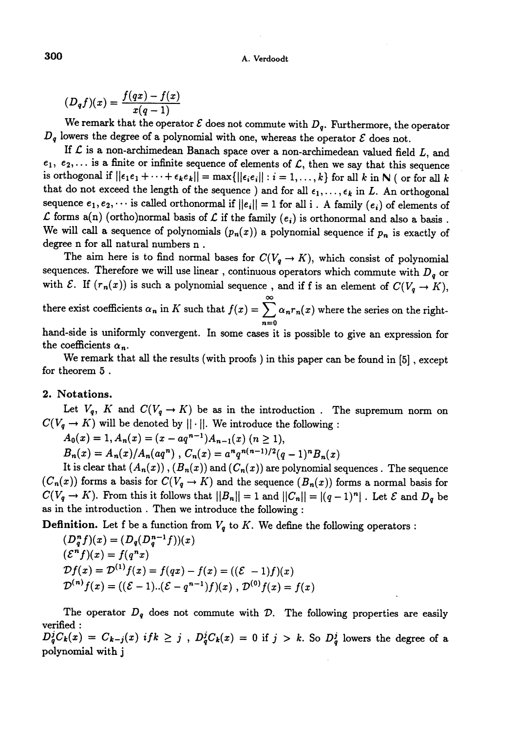$$(D_q f)(x) = \frac{f(qx) - f(x)}{x(q-1)}$$

We remark that the operator $\mathcal{E}$ does not commute with $D_q$. Furthermore, the operator $D_q$ lowers the degree of a polynomial with one, whereas the operator $\mathcal{E}$ does not.

If $\mathcal{L}$ is a non-archimedean Banach space over a non-archimedean valued field $L$, and $e_1, e_2, \ldots$ is a finite or infinite sequence of elements of $\mathcal{L}$, then we say that this sequence is orthogonal if $\|\epsilon_1 e_1 + \cdots + \epsilon_k e_k\| = \max\{\|\epsilon_i e_i\| : i = 1, \ldots, k\}$ for all $k$ in $\mathbb{N}$ ( or for all $k$ that do not exceed the length of the sequence ) and for all $\epsilon_1, \ldots, \epsilon_k$ in $L$. An orthogonal sequence $e_1, e_2, \cdots$ is called orthonormal if $\|e_i\| = 1$ for all i . A family $(e_i)$ of elements of $\mathcal{L}$ forms a(n) (ortho)normal basis of $\mathcal{L}$ if the family $(e_i)$ is orthonormal and also a basis . We will call a sequence of polynomials $(p_n(x))$ a polynomial sequence if $p_n$ is exactly of degree n for all natural numbers n .

The aim here is to find normal bases for $C(V_q \rightarrow K)$, which consist of polynomial sequences. Therefore we will use linear , continuous operators which commute with $D_q$ or with $\mathcal{E}$. If $(r_n(x))$ is such a polynomial sequence , and if f is an element of $C(V_q \rightarrow K)$, there exist coefficients $\alpha_n$ in $K$ such that $f(x) = \sum_{n=0}^{\infty} \alpha_n r_n(x)$ where the series on the right-hand-side is uniformly convergent. In some cases it is possible to give an expression for the coefficients $\alpha_n$.

We remark that all the results (with proofs ) in this paper can be found in [5] , except for theorem 5 .

## 2. Notations.

Let $V_q$, $K$ and $C(V_q \rightarrow K)$ be as in the introduction . The supremum norm on $C(V_q \rightarrow K)$ will be denoted by $\|\cdot\|$. We introduce the following :

$A_0(x) = 1, A_n(x) = (x - aq^{n-1})A_{n-1}(x)\ (n \geq 1),$

$B_n(x) = A_n(x)/A_n(aq^n)\ ,\ C_n(x) = a^n q^{n(n-1)/2}(q-1)^n B_n(x)$

It is clear that $(A_n(x))$ , $(B_n(x))$ and $(C_n(x))$ are polynomial sequences . The sequence $(C_n(x))$ forms a basis for $C(V_q \rightarrow K)$ and the sequence $(B_n(x))$ forms a normal basis for $C(V_q \rightarrow K)$. From this it follows that $\|B_n\| = 1$ and $\|C_n\| = |(q-1)^n|$ . Let $\mathcal{E}$ and $D_q$ be as in the introduction . Then we introduce the following :

**Definition.** Let f be a function from $V_q$ to $K$. We define the following operators :

$(D_q^n f)(x) = (D_q(D_q^{n-1} f))(x)$

$(\mathcal{E}^n f)(x) = f(q^n x)$

$\mathcal{D}f(x) = \mathcal{D}^{(1)}f(x) = f(qx) - f(x) = ((\mathcal{E}\ - 1)f)(x)$

$\mathcal{D}^{(n)}f(x) = ((\mathcal{E} - 1)..(\mathcal{E} - q^{n-1})f)(x)\ ,\ \mathcal{D}^{(0)}f(x) = f(x)$

The operator $D_q$ does not commute with $\mathcal{D}$. The following properties are easily verified :

$D_q^j C_k(x) = C_{k-j}(x)$ if $k \geq j$ , $D_q^j C_k(x) = 0$ if $j > k$. So $D_q^j$ lowers the degree of a polynomial with j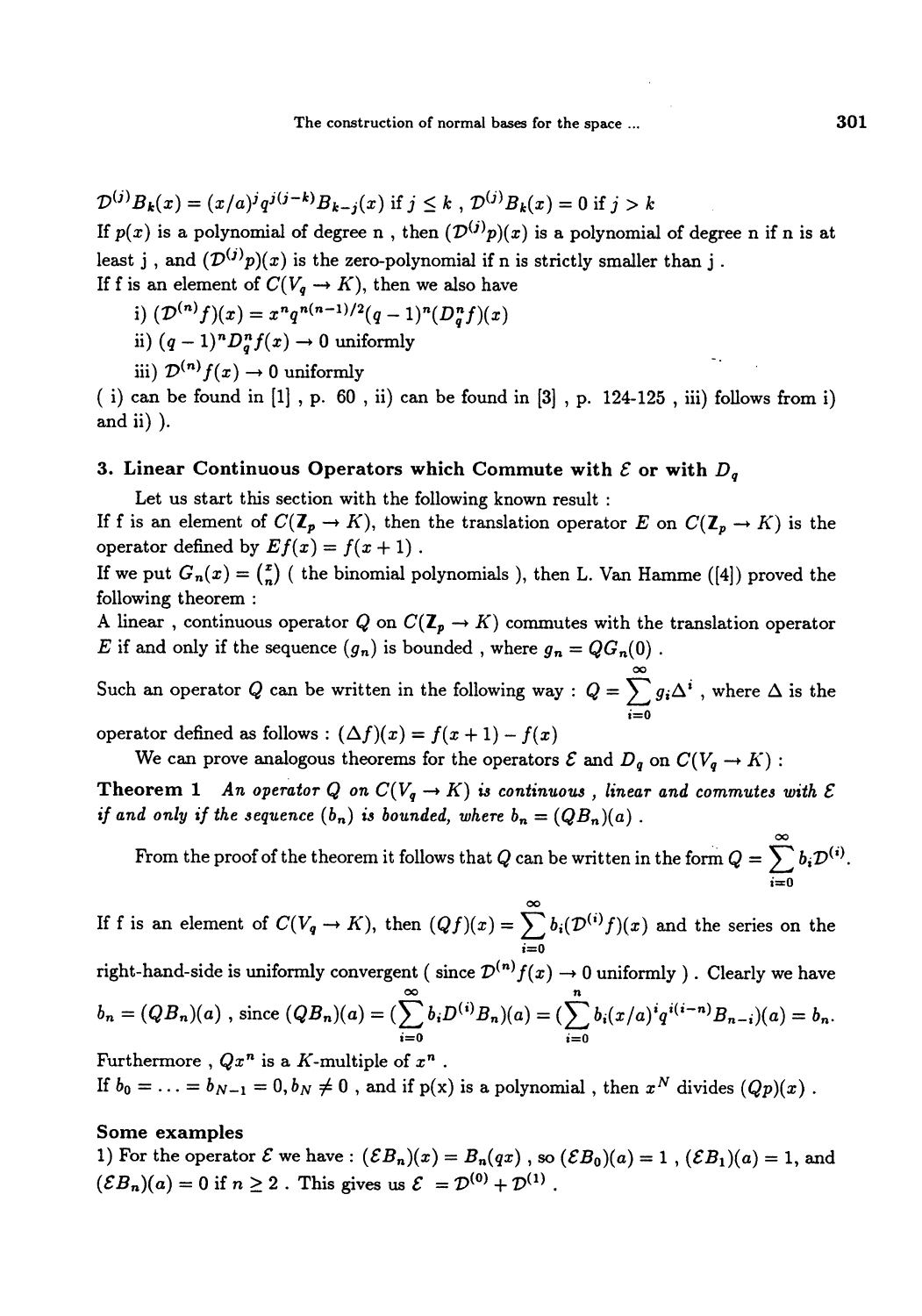$\mathcal{D}^{(j)}B_k(x) = (x/a)^j q^{j(j-k)} B_{k-j}(x)$ if $j \leq k$ , $\mathcal{D}^{(j)}B_k(x) = 0$ if $j > k$

If $p(x)$ is a polynomial of degree n , then $(\mathcal{D}^{(j)}p)(x)$ is a polynomial of degree n if n is at least j , and $(\mathcal{D}^{(j)}p)(x)$ is the zero-polynomial if n is strictly smaller than j .

If f is an element of $C(V_q \to K)$, then we also have

i) $(\mathcal{D}^{(n)}f)(x) = x^n q^{n(n-1)/2}(q-1)^n (D_q^n f)(x)$

ii) $(q-1)^n D_q^n f(x) \to 0$ uniformly

iii) $\mathcal{D}^{(n)}f(x) \to 0$ uniformly

( i) can be found in [1] , p. 60 , ii) can be found in [3] , p. 124-125 , iii) follows from i) and ii) ).

### 3. Linear Continuous Operators which Commute with $\mathcal{E}$ or with $D_q$

Let us start this section with the following known result :

If f is an element of $C(\mathbb{Z}_p \to K)$, then the translation operator $E$ on $C(\mathbb{Z}_p \to K)$ is the operator defined by $Ef(x) = f(x+1)$ .

If we put $G_n(x) = \binom{x}{n}$ ( the binomial polynomials ), then L. Van Hamme ([4]) proved the following theorem :

A linear , continuous operator $Q$ on $C(\mathbb{Z}_p \to K)$ commutes with the translation operator $E$ if and only if the sequence $(g_n)$ is bounded , where $g_n = QG_n(0)$ .

Such an operator $Q$ can be written in the following way : $Q = \sum_{i=0}^{\infty} g_i \Delta^i$ , where $\Delta$ is the operator defined as follows : $(\Delta f)(x) = f(x+1) - f(x)$

We can prove analogous theorems for the operators $\mathcal{E}$ and $D_q$ on $C(V_q \to K)$ :

**Theorem 1** *An operator $Q$ on $C(V_q \to K)$ is continuous , linear and commutes with $\mathcal{E}$ if and only if the sequence $(b_n)$ is bounded, where $b_n = (QB_n)(a)$ .*

From the proof of the theorem it follows that $Q$ can be written in the form $Q = \sum_{i=0}^{\infty} b_i \mathcal{D}^{(i)}$.

If f is an element of $C(V_q \to K)$, then $(Qf)(x) = \sum_{i=0}^{\infty} b_i(\mathcal{D}^{(i)}f)(x)$ and the series on the right-hand-side is uniformly convergent ( since $\mathcal{D}^{(n)}f(x) \to 0$ uniformly ) . Clearly we have $b_n = (QB_n)(a)$ , since $(QB_n)(a) = (\sum_{i=0}^{\infty} b_i D^{(i)} B_n)(a) = (\sum_{i=0}^{n} b_i (x/a)^i q^{i(i-n)} B_{n-i})(a) = b_n$.

Furthermore , $Qx^n$ is a $K$-multiple of $x^n$ .

If $b_0 = \ldots = b_{N-1} = 0, b_N \neq 0$ , and if p(x) is a polynomial , then $x^N$ divides $(Qp)(x)$ .

#### Some examples

1) For the operator $\mathcal{E}$ we have : $(\mathcal{E}B_n)(x) = B_n(qx)$ , so $(\mathcal{E}B_0)(a) = 1$ , $(\mathcal{E}B_1)(a) = 1$, and $(\mathcal{E}B_n)(a) = 0$ if $n \geq 2$ . This gives us $\mathcal{E} = \mathcal{D}^{(0)} + \mathcal{D}^{(1)}$ .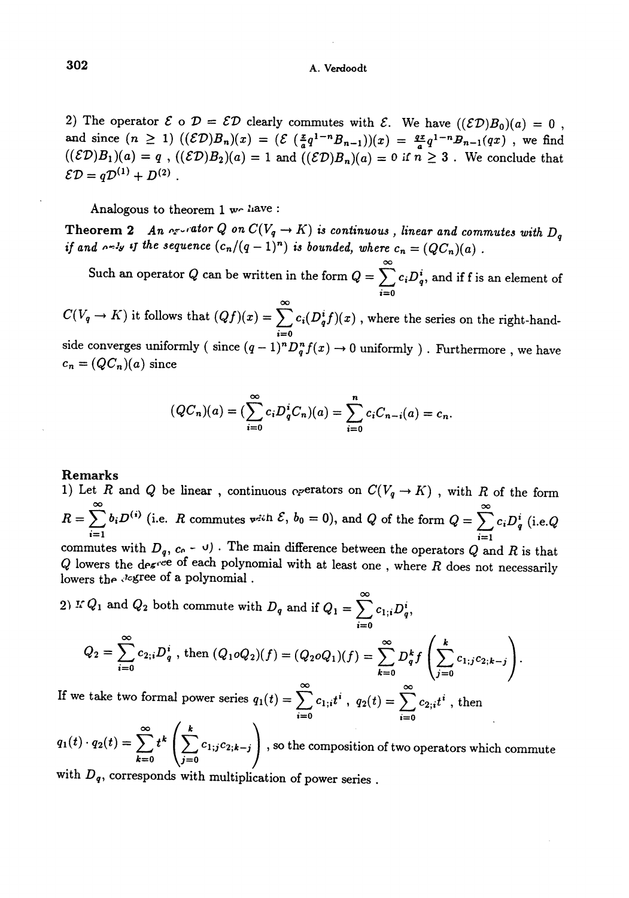2) The operator $\mathcal{E} \circ \mathcal{D} = \mathcal{E}\mathcal{D}$ clearly commutes with $\mathcal{E}$. We have $((\mathcal{E}\mathcal{D})B_0)(a) = 0$ , and since $(n \geq 1)$ $((\mathcal{E}\mathcal{D})B_n)(x) = (\mathcal{E}\ (\frac{x}{a}q^{1-n}B_{n-1}))(x) = \frac{qx}{a}q^{1-n}B_{n-1}(qx)$ , we find $((\mathcal{E}\mathcal{D})B_1)(a) = q$ , $((\mathcal{E}\mathcal{D})B_2)(a) = 1$ and $((\mathcal{E}\mathcal{D})B_n)(a) = 0$ if $n \geq 3$ . We conclude that $\mathcal{E}\mathcal{D} = q\mathcal{D}^{(1)} + D^{(2)}$ .

Analogous to theorem 1 we have :

**Theorem 2** *An operator $Q$ on $C(V_q \to K)$ is continuous , linear and commutes with $D_q$ if and only if the sequence $(c_n/(q-1)^n)$ is bounded, where $c_n = (QC_n)(a)$ .*

Such an operator $Q$ can be written in the form $Q = \sum_{i=0}^{\infty} c_i D_q^i$, and if f is an element of $C(V_q \to K)$ it follows that $(Qf)(x) = \sum_{i=0}^{\infty} c_i (D_q^i f)(x)$ , where the series on the right-hand-side converges uniformly ( since $(q-1)^n D_q^n f(x) \to 0$ uniformly ) . Furthermore , we have $c_n = (QC_n)(a)$ since

$$(QC_n)(a) = (\sum_{i=0}^{\infty} c_i D_q^i C_n)(a) = \sum_{i=0}^{n} c_i C_{n-i}(a) = c_n.$$

**Remarks**

1) Let $R$ and $Q$ be linear , continuous operators on $C(V_q \to K)$ , with $R$ of the form $R = \sum_{i=1}^{\infty} b_i D^{(i)}$ (i.e. $R$ commutes with $\mathcal{E}$, $b_0 = 0$), and $Q$ of the form $Q = \sum_{i=1}^{\infty} c_i D_q^i$ (i.e.$Q$ commutes with $D_q$, $c_0 = 0$) . The main difference between the operators $Q$ and $R$ is that $Q$ lowers the degree of each polynomial with at least one , where $R$ does not necessarily lowers the degree of a polynomial .

2) If $Q_1$ and $Q_2$ both commute with $D_q$ and if $Q_1 = \sum_{i=0}^{\infty} c_{1;i} D_q^i$,

$$Q_2 = \sum_{i=0}^{\infty} c_{2;i} D_q^i \text{ , then } (Q_1 o Q_2)(f) = (Q_2 o Q_1)(f) = \sum_{k=0}^{\infty} D_q^k f \left( \sum_{j=0}^{k} c_{1;j} c_{2;k-j} \right).$$

If we take two formal power series $q_1(t) = \sum_{i=0}^{\infty} c_{1;i} t^i$ , $q_2(t) = \sum_{i=0}^{\infty} c_{2;i} t^i$ , then

$q_1(t) \cdot q_2(t) = \sum_{k=0}^{\infty} t^k \left( \sum_{j=0}^{k} c_{1;j} c_{2;k-j} \right)$ , so the composition of two operators which commute with $D_q$, corresponds with multiplication of power series .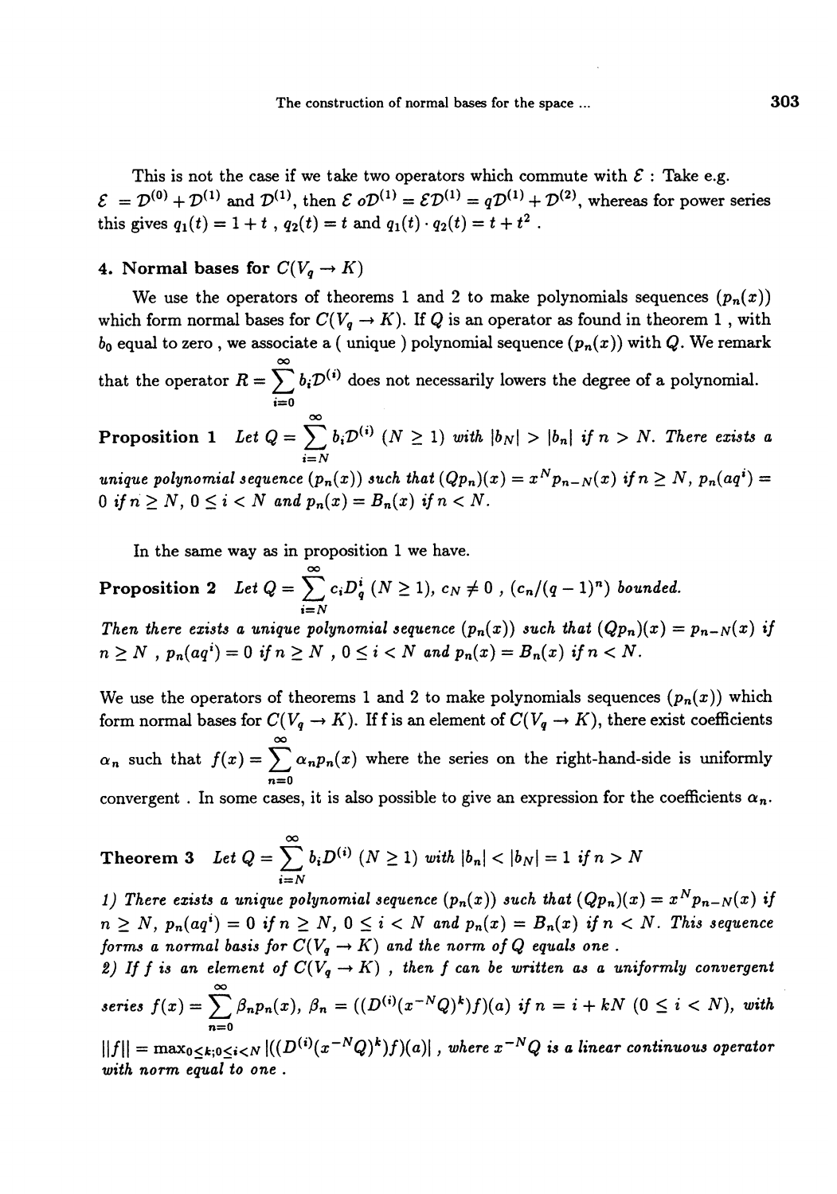This is not the case if we take two operators which commute with $\mathcal{E}$ : Take e.g. $\mathcal{E} = \mathcal{D}^{(0)} + \mathcal{D}^{(1)}$ and $\mathcal{D}^{(1)}$, then $\mathcal{E} \, o\mathcal{D}^{(1)} = \mathcal{E}\mathcal{D}^{(1)} = q\mathcal{D}^{(1)} + \mathcal{D}^{(2)}$, whereas for power series this gives $q_1(t) = 1 + t$ , $q_2(t) = t$ and $q_1(t) \cdot q_2(t) = t + t^2$ .

## 4. Normal bases for $C(V_q \to K)$

We use the operators of theorems 1 and 2 to make polynomials sequences $(p_n(x))$ which form normal bases for $C(V_q \to K)$. If $Q$ is an operator as found in theorem 1 , with $b_0$ equal to zero , we associate a ( unique ) polynomial sequence $(p_n(x))$ with $Q$. We remark that the operator $R = \sum_{i=0}^{\infty} b_i \mathcal{D}^{(i)}$ does not necessarily lowers the degree of a polynomial.

**Proposition 1** *Let $Q = \sum_{i=N}^{\infty} b_i \mathcal{D}^{(i)}$ $(N \geq 1)$ with $|b_N| > |b_n|$ if $n > N$. There exists a unique polynomial sequence $(p_n(x))$ such that $(Qp_n)(x) = x^N p_{n-N}(x)$ if $n \geq N$, $p_n(aq^i) = 0$ if $n \geq N$, $0 \leq i < N$ and $p_n(x) = B_n(x)$ if $n < N$.*

In the same way as in proposition 1 we have.

**Proposition 2** *Let $Q = \sum_{i=N}^{\infty} c_i D_q^i$ $(N \geq 1)$, $c_N \neq 0$ , $(c_n/(q-1)^n)$ bounded.*
*Then there exists a unique polynomial sequence $(p_n(x))$ such that $(Qp_n)(x) = p_{n-N}(x)$ if $n \geq N$ , $p_n(aq^i) = 0$ if $n \geq N$ , $0 \leq i < N$ and $p_n(x) = B_n(x)$ if $n < N$.*

We use the operators of theorems 1 and 2 to make polynomials sequences $(p_n(x))$ which form normal bases for $C(V_q \to K)$. If f is an element of $C(V_q \to K)$, there exist coefficients $\alpha_n$ such that $f(x) = \sum_{n=0}^{\infty} \alpha_n p_n(x)$ where the series on the right-hand-side is uniformly convergent . In some cases, it is also possible to give an expression for the coefficients $\alpha_n$.

**Theorem 3** *Let $Q = \sum_{i=N}^{\infty} b_i D^{(i)}$ $(N \geq 1)$ with $|b_n| < |b_N| = 1$ if $n > N$*
*1) There exists a unique polynomial sequence $(p_n(x))$ such that $(Qp_n)(x) = x^N p_{n-N}(x)$ if $n \geq N$, $p_n(aq^i) = 0$ if $n \geq N$, $0 \leq i < N$ and $p_n(x) = B_n(x)$ if $n < N$. This sequence forms a normal basis for $C(V_q \to K)$ and the norm of $Q$ equals one .*
*2) If $f$ is an element of $C(V_q \to K)$ , then $f$ can be written as a uniformly convergent series $f(x) = \sum_{n=0}^{\infty} \beta_n p_n(x)$, $\beta_n = ((D^{(i)}(x^{-N}Q)^k)f)(a)$ if $n = i + kN$ $(0 \leq i < N)$, with $\|f\| = \max_{0 \leq k; 0 \leq i < N} |((D^{(i)}(x^{-N}Q)^k)f)(a)|$ , where $x^{-N}Q$ is a linear continuous operator with norm equal to one .*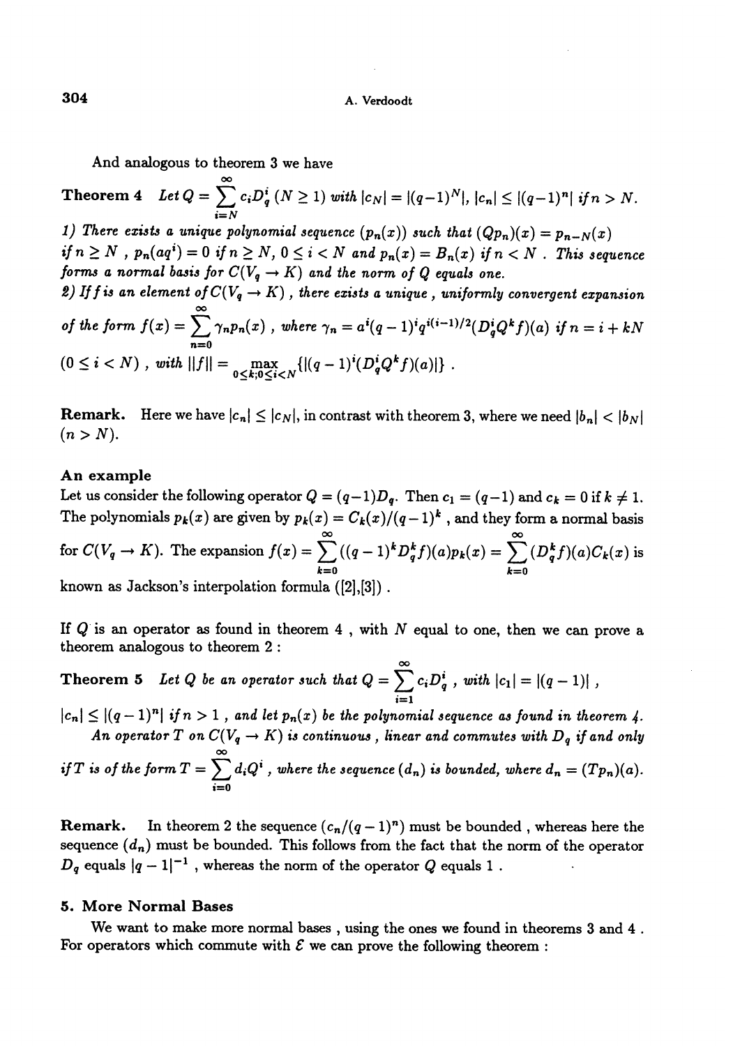And analogous to theorem 3 we have

**Theorem 4** *Let $Q = \sum_{i=N}^{\infty} c_i D_q^i$ ($N \geq 1$) with $|c_N| = |(q-1)^N|$, $|c_n| \leq |(q-1)^n|$ if $n > N$.*

*1) There exists a unique polynomial sequence $(p_n(x))$ such that $(Qp_n)(x) = p_{n-N}(x)$ if $n \geq N$, $p_n(aq^i) = 0$ if $n \geq N$, $0 \leq i < N$ and $p_n(x) = B_n(x)$ if $n < N$. This sequence forms a normal basis for $C(V_q \to K)$ and the norm of $Q$ equals one.*

*2) If $f$ is an element of $C(V_q \to K)$, there exists a unique, uniformly convergent expansion of the form $f(x) = \sum_{n=0}^{\infty} \gamma_n p_n(x)$, where $\gamma_n = a^i(q-1)^i q^{i(i-1)/2} (D_q^i Q^k f)(a)$ if $n = i + kN$ ($0 \leq i < N$), with $\|f\| = \max_{0 \leq k; 0 \leq i < N} \{|(q-1)^i (D_q^i Q^k f)(a)|\}$.*

**Remark.** Here we have $|c_n| \leq |c_N|$, in contrast with theorem 3, where we need $|b_n| < |b_N|$ ($n > N$).

### An example

Let us consider the following operator $Q = (q-1)D_q$. Then $c_1 = (q-1)$ and $c_k = 0$ if $k \neq 1$. The polynomials $p_k(x)$ are given by $p_k(x) = C_k(x)/(q-1)^k$, and they form a normal basis for $C(V_q \to K)$. The expansion $f(x) = \sum_{k=0}^{\infty} ((q-1)^k D_q^k f)(a) p_k(x) = \sum_{k=0}^{\infty} (D_q^k f)(a) C_k(x)$ is known as Jackson's interpolation formula ([2],[3]).

If $Q$ is an operator as found in theorem 4, with $N$ equal to one, then we can prove a theorem analogous to theorem 2:

**Theorem 5** *Let $Q$ be an operator such that $Q = \sum_{i=1}^{\infty} c_i D_q^i$, with $|c_1| = |(q-1)|$, $|c_n| \leq |(q-1)^n|$ if $n > 1$, and let $p_n(x)$ be the polynomial sequence as found in theorem 4.*

*An operator $T$ on $C(V_q \to K)$ is continuous, linear and commutes with $D_q$ if and only if $T$ is of the form $T = \sum_{i=0}^{\infty} d_i Q^i$, where the sequence $(d_n)$ is bounded, where $d_n = (Tp_n)(a)$.*

**Remark.** In theorem 2 the sequence $(c_n/(q-1)^n)$ must be bounded, whereas here the sequence $(d_n)$ must be bounded. This follows from the fact that the norm of the operator $D_q$ equals $|q-1|^{-1}$, whereas the norm of the operator $Q$ equals 1.

## 5. More Normal Bases

We want to make more normal bases, using the ones we found in theorems 3 and 4. For operators which commute with $\mathcal{E}$ we can prove the following theorem: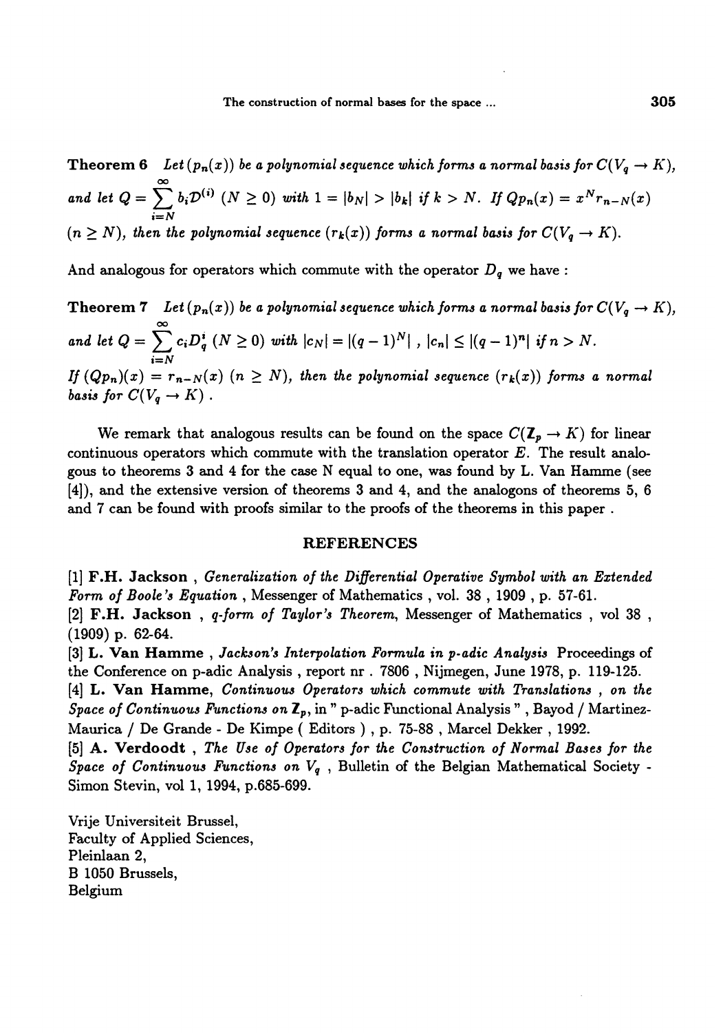**Theorem 6** *Let $(p_n(x))$ be a polynomial sequence which forms a normal basis for $C(V_q \to K)$, and let $Q = \sum_{i=N}^{\infty} b_i \mathcal{D}^{(i)}$ $(N \geq 0)$ with $1 = |b_N| > |b_k|$ if $k > N$. If $Qp_n(x) = x^N r_{n-N}(x)$ $(n \geq N)$, then the polynomial sequence $(r_k(x))$ forms a normal basis for $C(V_q \to K)$.*

And analogous for operators which commute with the operator $D_q$ we have :

**Theorem 7** *Let $(p_n(x))$ be a polynomial sequence which forms a normal basis for $C(V_q \to K)$, and let $Q = \sum_{i=N}^{\infty} c_i D_q^i$ $(N \geq 0)$ with $|c_N| = |(q-1)^N|$ , $|c_n| \leq |(q-1)^n|$ if $n > N$.*
*If $(Qp_n)(x) = r_{n-N}(x)$ $(n \geq N)$, then the polynomial sequence $(r_k(x))$ forms a normal basis for $C(V_q \to K)$ .*

We remark that analogous results can be found on the space $C(\mathbb{Z}_p \to K)$ for linear continuous operators which commute with the translation operator $E$. The result analogous to theorems 3 and 4 for the case N equal to one, was found by L. Van Hamme (see [4]), and the extensive version of theorems 3 and 4, and the analogons of theorems 5, 6 and 7 can be found with proofs similar to the proofs of the theorems in this paper .

## REFERENCES

[1] **F.H. Jackson** , *Generalization of the Differential Operative Symbol with an Extended Form of Boole's Equation* , Messenger of Mathematics , vol. 38 , 1909 , p. 57-61.

[2] **F.H. Jackson** , *q-form of Taylor's Theorem*, Messenger of Mathematics , vol 38 , (1909) p. 62-64.

[3] **L. Van Hamme** , *Jackson's Interpolation Formula in p-adic Analysis* Proceedings of the Conference on p-adic Analysis , report nr . 7806 , Nijmegen, June 1978, p. 119-125.

[4] **L. Van Hamme**, *Continuous Operators which commute with Translations , on the Space of Continuous Functions on $\mathbb{Z}_p$*, in " p-adic Functional Analysis " , Bayod / Martinez-Maurica / De Grande - De Kimpe ( Editors ) , p. 75-88 , Marcel Dekker , 1992.

[5] **A. Verdoodt** , *The Use of Operators for the Construction of Normal Bases for the Space of Continuous Functions on $V_q$* , Bulletin of the Belgian Mathematical Society - Simon Stevin, vol 1, 1994, p.685-699.

Vrije Universiteit Brussel,
Faculty of Applied Sciences,
Pleinlaan 2,
B 1050 Brussels,
Belgium